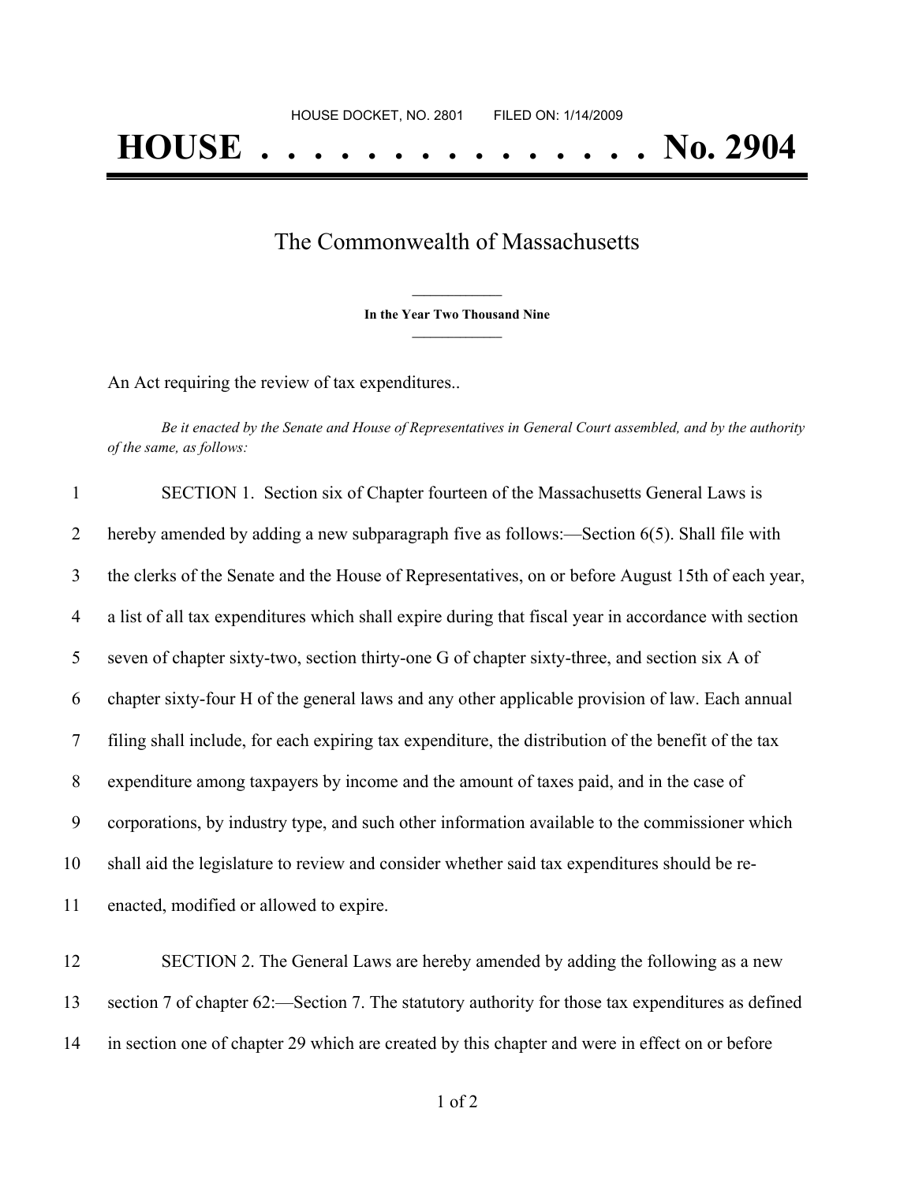HOUSE DOCKET, NO. 2801        FILED ON: 1/14/2009

# HOUSE . . . . . . . . . . . . . . . No. 2904

## The Commonwealth of Massachusetts

**In the Year Two Thousand Nine**

An Act requiring the review of tax expenditures..

*Be it enacted by the Senate and House of Representatives in General Court assembled, and by the authority of the same, as follows:*

SECTION 1. Section six of Chapter fourteen of the Massachusetts General Laws is hereby amended by adding a new subparagraph five as follows:—Section 6(5). Shall file with the clerks of the Senate and the House of Representatives, on or before August 15th of each year, a list of all tax expenditures which shall expire during that fiscal year in accordance with section seven of chapter sixty-two, section thirty-one G of chapter sixty-three, and section six A of chapter sixty-four H of the general laws and any other applicable provision of law. Each annual filing shall include, for each expiring tax expenditure, the distribution of the benefit of the tax expenditure among taxpayers by income and the amount of taxes paid, and in the case of corporations, by industry type, and such other information available to the commissioner which shall aid the legislature to review and consider whether said tax expenditures should be re-enacted, modified or allowed to expire.

SECTION 2. The General Laws are hereby amended by adding the following as a new section 7 of chapter 62:—Section 7. The statutory authority for those tax expenditures as defined in section one of chapter 29 which are created by this chapter and were in effect on or before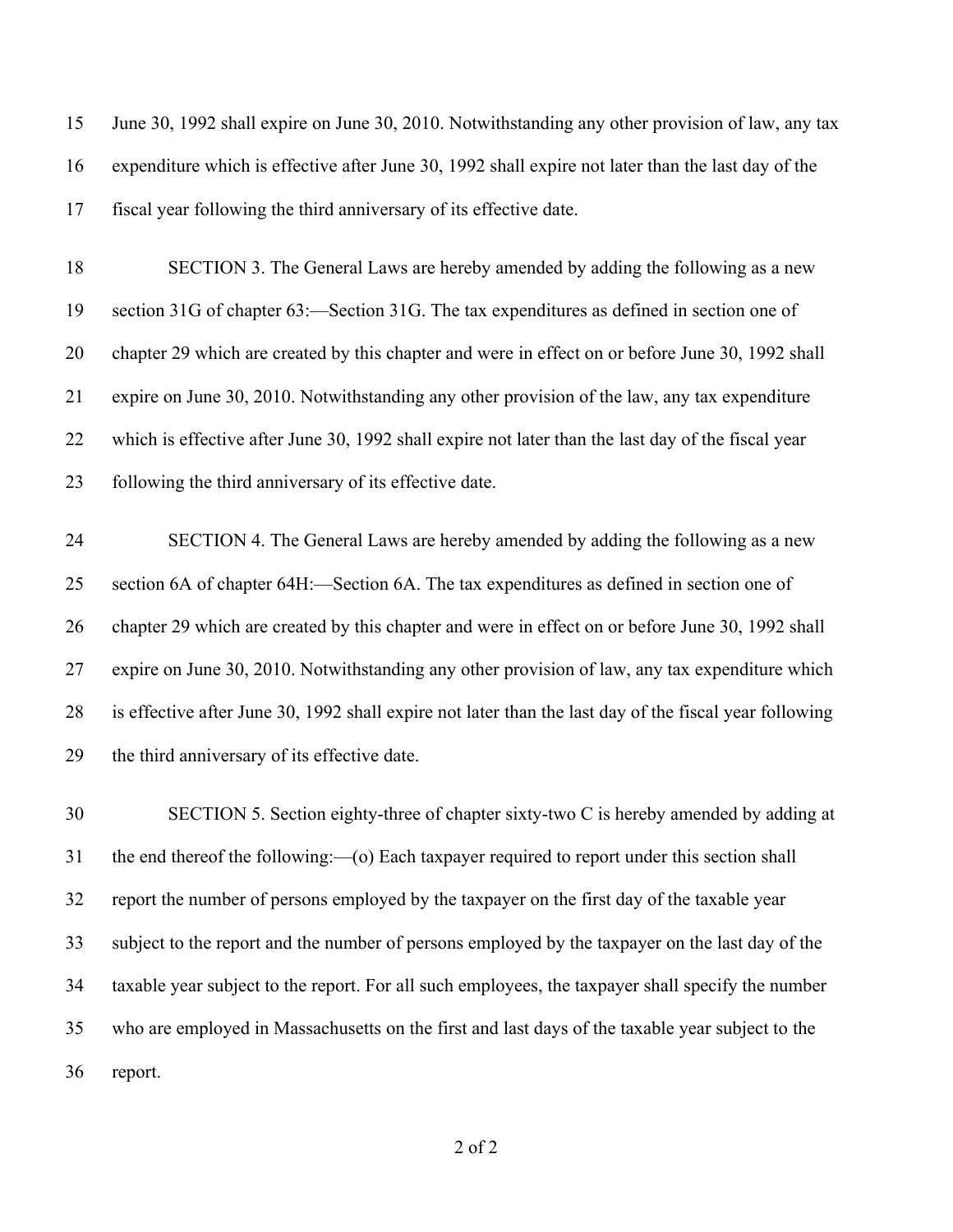June 30, 1992 shall expire on June 30, 2010. Notwithstanding any other provision of law, any tax expenditure which is effective after June 30, 1992 shall expire not later than the last day of the fiscal year following the third anniversary of its effective date.

SECTION 3. The General Laws are hereby amended by adding the following as a new section 31G of chapter 63:—Section 31G. The tax expenditures as defined in section one of chapter 29 which are created by this chapter and were in effect on or before June 30, 1992 shall expire on June 30, 2010. Notwithstanding any other provision of the law, any tax expenditure which is effective after June 30, 1992 shall expire not later than the last day of the fiscal year following the third anniversary of its effective date.

SECTION 4. The General Laws are hereby amended by adding the following as a new section 6A of chapter 64H:—Section 6A. The tax expenditures as defined in section one of chapter 29 which are created by this chapter and were in effect on or before June 30, 1992 shall expire on June 30, 2010. Notwithstanding any other provision of law, any tax expenditure which is effective after June 30, 1992 shall expire not later than the last day of the fiscal year following the third anniversary of its effective date.

SECTION 5. Section eighty-three of chapter sixty-two C is hereby amended by adding at the end thereof the following:—(o) Each taxpayer required to report under this section shall report the number of persons employed by the taxpayer on the first day of the taxable year subject to the report and the number of persons employed by the taxpayer on the last day of the taxable year subject to the report. For all such employees, the taxpayer shall specify the number who are employed in Massachusetts on the first and last days of the taxable year subject to the report.